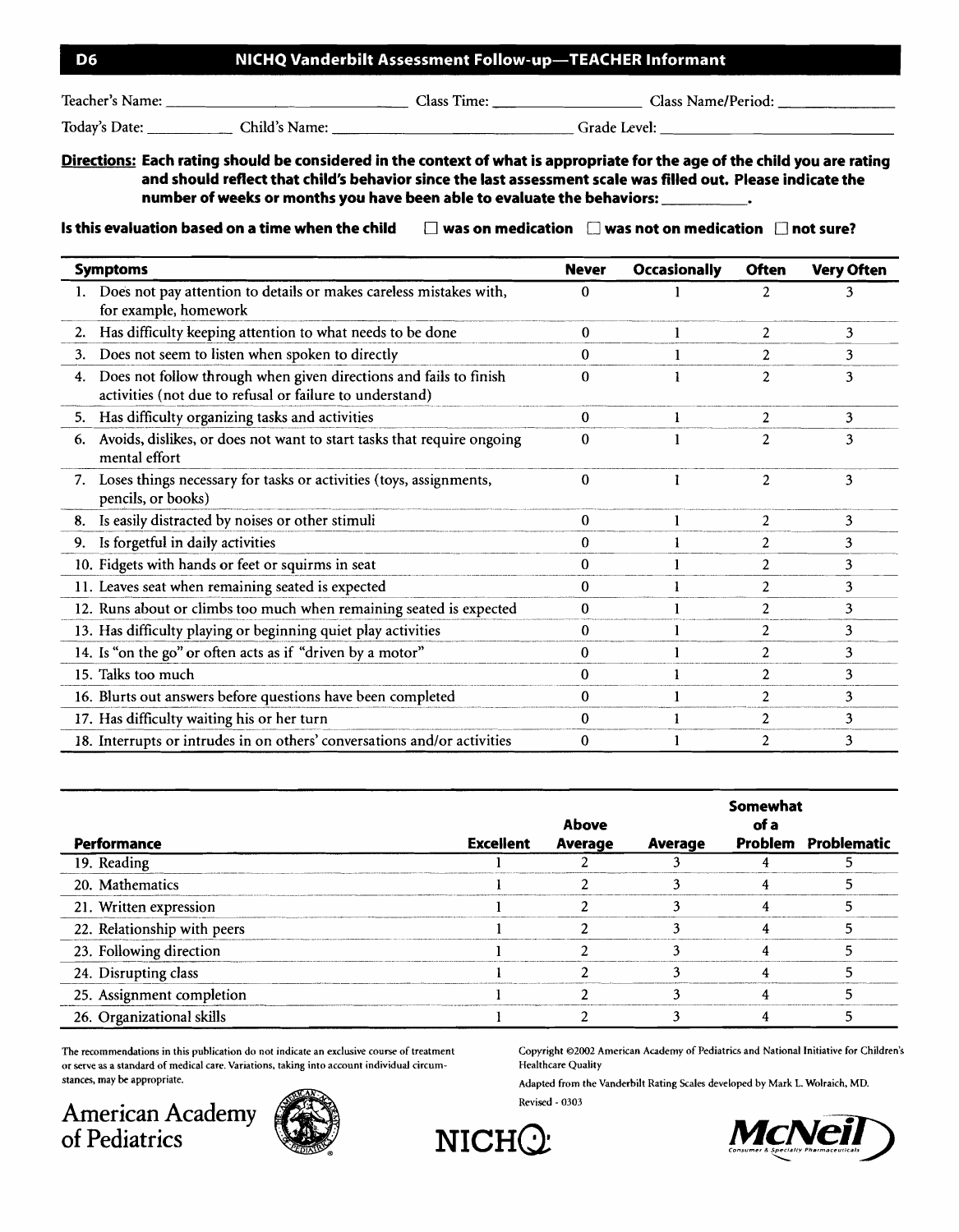## D6 NICHQ Vanderbilt Assessment Follow-up—TEACHER Informant

Teacher's Name: ______________________ Class Time: ______________ Class Name/Period: ____________

Today's Date: ________ Child's Name: ______________________ Grade Level: ____________________

**Directions: Each rating should be considered in the context of what is appropriate for the age of the child you are rating and should reflect that child's behavior since the last assessment scale was filled out. Please indicate the number of weeks or months you have been able to evaluate the behaviors: ________.**

**Is this evaluation based on a time when the child ☐ was on medication ☐ was not on medication ☐ not sure?**

| Symptoms | Never | Occasionally | Often | Very Often |
|---|---|---|---|---|
| 1. Does not pay attention to details or makes careless mistakes with, for example, homework | 0 | 1 | 2 | 3 |
| 2. Has difficulty keeping attention to what needs to be done | 0 | 1 | 2 | 3 |
| 3. Does not seem to listen when spoken to directly | 0 | 1 | 2 | 3 |
| 4. Does not follow through when given directions and fails to finish activities (not due to refusal or failure to understand) | 0 | 1 | 2 | 3 |
| 5. Has difficulty organizing tasks and activities | 0 | 1 | 2 | 3 |
| 6. Avoids, dislikes, or does not want to start tasks that require ongoing mental effort | 0 | 1 | 2 | 3 |
| 7. Loses things necessary for tasks or activities (toys, assignments, pencils, or books) | 0 | 1 | 2 | 3 |
| 8. Is easily distracted by noises or other stimuli | 0 | 1 | 2 | 3 |
| 9. Is forgetful in daily activities | 0 | 1 | 2 | 3 |
| 10. Fidgets with hands or feet or squirms in seat | 0 | 1 | 2 | 3 |
| 11. Leaves seat when remaining seated is expected | 0 | 1 | 2 | 3 |
| 12. Runs about or climbs too much when remaining seated is expected | 0 | 1 | 2 | 3 |
| 13. Has difficulty playing or beginning quiet play activities | 0 | 1 | 2 | 3 |
| 14. Is "on the go" or often acts as if "driven by a motor" | 0 | 1 | 2 | 3 |
| 15. Talks too much | 0 | 1 | 2 | 3 |
| 16. Blurts out answers before questions have been completed | 0 | 1 | 2 | 3 |
| 17. Has difficulty waiting his or her turn | 0 | 1 | 2 | 3 |
| 18. Interrupts or intrudes in on others' conversations and/or activities | 0 | 1 | 2 | 3 |

| Performance | Excellent | Above Average | Average | Somewhat of a Problem | Problematic |
|---|---|---|---|---|---|
| 19. Reading | 1 | 2 | 3 | 4 | 5 |
| 20. Mathematics | 1 | 2 | 3 | 4 | 5 |
| 21. Written expression | 1 | 2 | 3 | 4 | 5 |
| 22. Relationship with peers | 1 | 2 | 3 | 4 | 5 |
| 23. Following direction | 1 | 2 | 3 | 4 | 5 |
| 24. Disrupting class | 1 | 2 | 3 | 4 | 5 |
| 25. Assignment completion | 1 | 2 | 3 | 4 | 5 |
| 26. Organizational skills | 1 | 2 | 3 | 4 | 5 |

The recommendations in this publication do not indicate an exclusive course of treatment or serve as a standard of medical care. Variations, taking into account individual circumstances, may be appropriate.

Copyright ©2002 American Academy of Pediatrics and National Initiative for Children's Healthcare Quality

Adapted from the Vanderbilt Rating Scales developed by Mark L. Wolraich, MD.

Revised - 0303

American Academy of Pediatrics

NICHQ

McNeil Consumer & Specialty Pharmaceuticals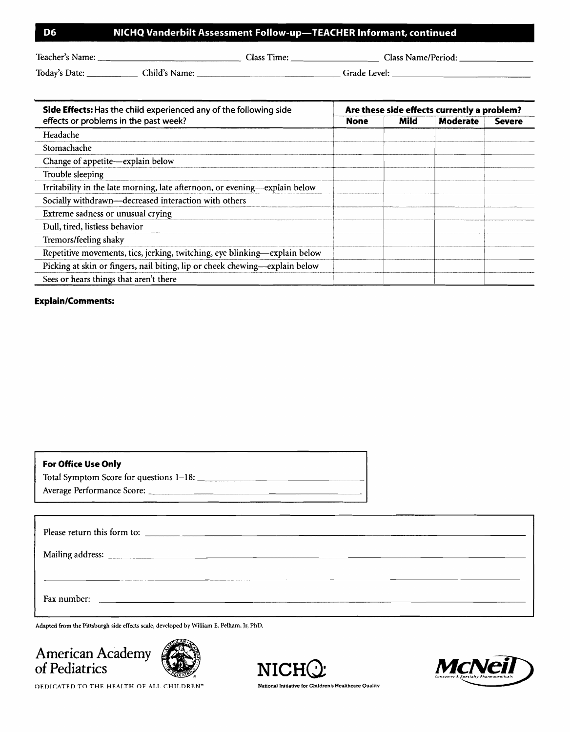## D6 NICHQ Vanderbilt Assessment Follow-up—TEACHER Informant, continued

Teacher's Name: ______________________________ Class Time: __________________ Class Name/Period: ________________

Today's Date: __________ Child's Name: ______________________________ Grade Level: ______________________________

| **Side Effects:** Has the child experienced any of the following side effects or problems in the past week? | **Are these side effects currently a problem?** | | | |
|---|---|---|---|---|
| | **None** | **Mild** | **Moderate** | **Severe** |
| Headache | | | | |
| Stomachache | | | | |
| Change of appetite—explain below | | | | |
| Trouble sleeping | | | | |
| Irritability in the late morning, late afternoon, or evening—explain below | | | | |
| Socially withdrawn—decreased interaction with others | | | | |
| Extreme sadness or unusual crying | | | | |
| Dull, tired, listless behavior | | | | |
| Tremors/feeling shaky | | | | |
| Repetitive movements, tics, jerking, twitching, eye blinking—explain below | | | | |
| Picking at skin or fingers, nail biting, lip or cheek chewing—explain below | | | | |
| Sees or hears things that aren't there | | | | |

**Explain/Comments:**

**For Office Use Only**

Total Symptom Score for questions 1–18: ______________________________

Average Performance Score: ______________________________

Please return this form to: ______________________________

Mailing address: ______________________________

______________________________

Fax number: ______________________________

Adapted from the Pittsburgh side effects scale, developed by William E. Pelham, Jr, PhD.

American Academy of Pediatrics

DEDICATED TO THE HEALTH OF ALL CHILDREN™

NICHQ

National Initiative for Children's Healthcare Quality

McNeil

Consumer & Specialty Pharmaceuticals